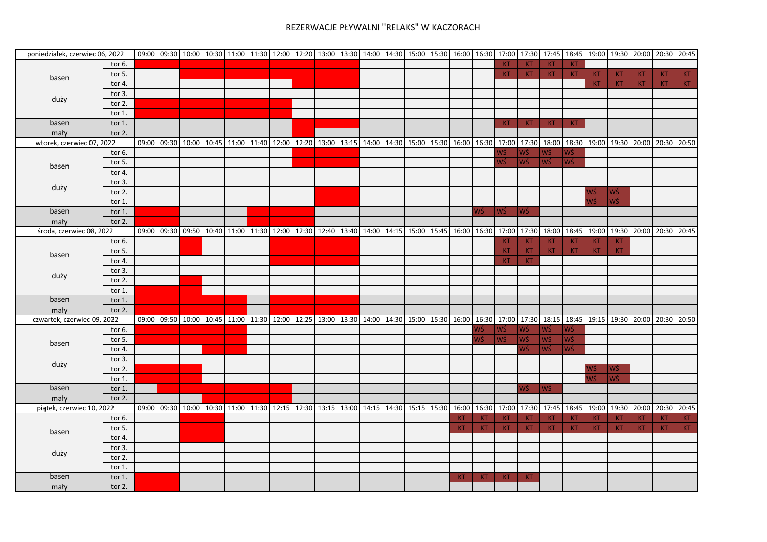# REZERWACJE PŁYWALNI "RELAKS" W KACZORACH

| poniedziałek, czerwiec 06, 2022 | | 09:00 | 09:30 | 10:00 | 10:30 | 11:00 | 11:30 | 12:00 | 12:20 | 13:00 | 13:30 | 14:00 | 14:30 | 15:00 | 15:30 | 16:00 | 16:30 | 17:00 | 17:30 | 17:45 | 18:45 | 19:00 | 19:30 | 20:00 | 20:30 | 20:45 |
|---|---|---|---|---|---|---|---|---|---|---|---|---|---|---|---|---|---|---|---|---|---|---|---|---|---|---|
| basen | tor 6. | | | | | | | | | | | | | | | | | KT | KT | KT | KT | | | | | |
| | tor 5. | | | | | | | | | | | | | | | | | KT | KT | KT | KT | KT | KT | KT | KT | KT |
| | tor 4. | | | | | | | | | | | | | | | | | | | | | KT | KT | KT | KT | KT |
| duży | tor 3. | | | | | | | | | | | | | | | | | | | | | | | | | |
| | tor 2. | | | | | | | | | | | | | | | | | | | | | | | | | |
| | tor 1. | | | | | | | | | | | | | | | | | | | | | | | | | |
| basen | tor 1. | | | | | | | | | | | | | | | | | KT | KT | KT | KT | | | | | |
| mały | tor 2. | | | | | | | | | | | | | | | | | | | | | | | | | |

| wtorek, czerwiec 07, 2022 | | 09:00 | 09:30 | 10:00 | 10:45 | 11:00 | 11:40 | 12:00 | 12:20 | 13:00 | 13:15 | 14:00 | 14:30 | 15:00 | 15:30 | 16:00 | 16:30 | 17:00 | 17:30 | 18:00 | 18:30 | 19:00 | 19:30 | 20:00 | 20:30 | 20:50 |
|---|---|---|---|---|---|---|---|---|---|---|---|---|---|---|---|---|---|---|---|---|---|---|---|---|---|---|
| basen | tor 6. | | | | | | | | | | | | | | | | | WŚ | WŚ | WŚ | WŚ | | | | | |
| | tor 5. | | | | | | | | | | | | | | | | | WŚ | WŚ | WŚ | WŚ | | | | | |
| | tor 4. | | | | | | | | | | | | | | | | | | | | | | | | | |
| duży | tor 3. | | | | | | | | | | | | | | | | | | | | | | | | | |
| | tor 2. | | | | | | | | | | | | | | | | | | | | | WŚ | WŚ | | | |
| | tor 1. | | | | | | | | | | | | | | | | | | | | | WŚ | WŚ | | | |
| basen | tor 1. | | | | | | | | | | | | | | | | WŚ | WŚ | WŚ | | | | | | | |
| mały | tor 2. | | | | | | | | | | | | | | | | | | | | | | | | | |

| środa, czerwiec 08, 2022 | | 09:00 | 09:30 | 09:50 | 10:40 | 11:00 | 11:30 | 12:00 | 12:30 | 12:40 | 13:40 | 14:00 | 14:15 | 15:00 | 15:45 | 16:00 | 16:30 | 17:00 | 17:30 | 18:00 | 18:45 | 19:00 | 19:30 | 20:00 | 20:30 | 20:45 |
|---|---|---|---|---|---|---|---|---|---|---|---|---|---|---|---|---|---|---|---|---|---|---|---|---|---|---|
| basen | tor 6. | | | | | | | | | | | | | | | | | KT | KT | KT | KT | KT | KT | | | |
| | tor 5. | | | | | | | | | | | | | | | | | KT | KT | KT | KT | KT | KT | | | |
| | tor 4. | | | | | | | | | | | | | | | | | KT | KT | | | | | | | |
| duży | tor 3. | | | | | | | | | | | | | | | | | | | | | | | | | |
| | tor 2. | | | | | | | | | | | | | | | | | | | | | | | | | |
| | tor 1. | | | | | | | | | | | | | | | | | | | | | | | | | |
| basen | tor 1. | | | | | | | | | | | | | | | | | | | | | | | | | |
| mały | tor 2. | | | | | | | | | | | | | | | | | | | | | | | | | |

| czwartek, czerwiec 09, 2022 | | 09:00 | 09:50 | 10:00 | 10:45 | 11:00 | 11:30 | 12:00 | 12:25 | 13:00 | 13:30 | 14:00 | 14:30 | 15:00 | 15:30 | 16:00 | 16:30 | 17:00 | 17:30 | 18:15 | 18:45 | 19:15 | 19:30 | 20:00 | 20:30 | 20:50 |
|---|---|---|---|---|---|---|---|---|---|---|---|---|---|---|---|---|---|---|---|---|---|---|---|---|---|---|
| basen | tor 6. | | | | | | | | | | | | | | | | WŚ | WŚ | WŚ | WŚ | WŚ | | | | | |
| | tor 5. | | | | | | | | | | | | | | | | WŚ | WŚ | WŚ | WŚ | WŚ | | | | | |
| | tor 4. | | | | | | | | | | | | | | | | | | WŚ | WŚ | WŚ | | | | | |
| duży | tor 3. | | | | | | | | | | | | | | | | | | | | | | | | | |
| | tor 2. | | | | | | | | | | | | | | | | | | | | | WŚ | WŚ | | | |
| | tor 1. | | | | | | | | | | | | | | | | | | | | | WŚ | WŚ | | | |
| basen | tor 1. | | | | | | | | | | | | | | | | | | WŚ | WŚ | | | | | | |
| mały | tor 2. | | | | | | | | | | | | | | | | | | | | | | | | | |

| piątek, czerwiec 10, 2022 | | 09:00 | 09:30 | 10:00 | 10:30 | 11:00 | 11:30 | 12:15 | 12:30 | 13:15 | 13:00 | 14:15 | 14:30 | 15:15 | 15:30 | 16:00 | 16:30 | 17:00 | 17:30 | 17:45 | 18:45 | 19:00 | 19:30 | 20:00 | 20:30 | 20:45 |
|---|---|---|---|---|---|---|---|---|---|---|---|---|---|---|---|---|---|---|---|---|---|---|---|---|---|---|
| basen | tor 6. | | | | | | | | | | | | | | | KT | KT | KT | KT | KT | KT | KT | KT | KT | KT | KT |
| | tor 5. | | | | | | | | | | | | | | | KT | KT | KT | KT | KT | KT | KT | KT | KT | KT | KT |
| | tor 4. | | | | | | | | | | | | | | | | | | | | | | | | | |
| duży | tor 3. | | | | | | | | | | | | | | | | | | | | | | | | | |
| | tor 2. | | | | | | | | | | | | | | | | | | | | | | | | | |
| | tor 1. | | | | | | | | | | | | | | | | | | | | | | | | | |
| basen | tor 1. | | | | | | | | | | | | | | | KT | KT | KT | KT | | | | | | | |
| mały | tor 2. | | | | | | | | | | | | | | | | | | | | | | | | | |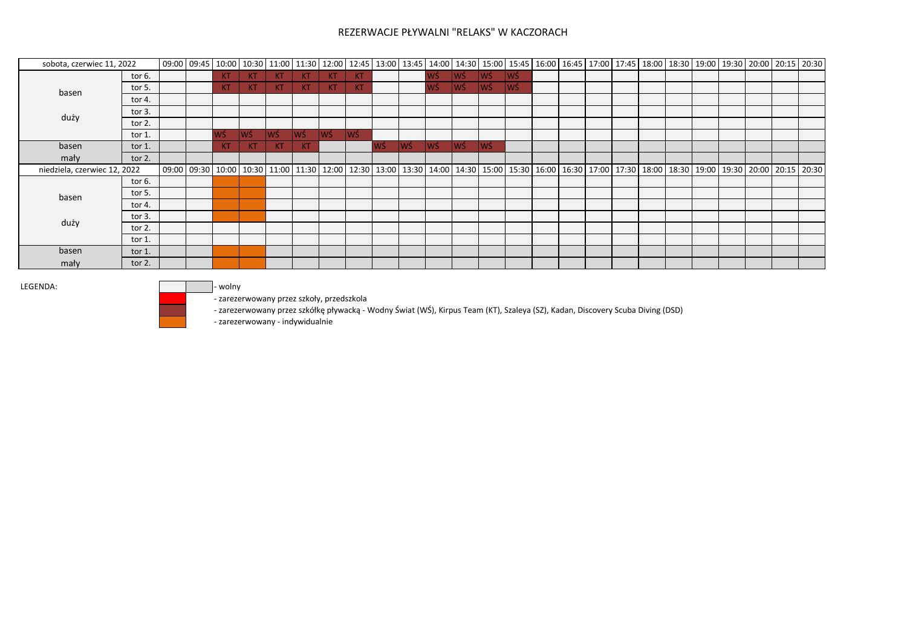# REZERWACJE PŁYWALNI "RELAKS" W KACZORACH

| sobota, czerwiec 11, 2022 | | 09:00 | 09:45 | 10:00 | 10:30 | 11:00 | 11:30 | 12:00 | 12:45 | 13:00 | 13:45 | 14:00 | 14:30 | 15:00 | 15:45 | 16:00 | 16:45 | 17:00 | 17:45 | 18:00 | 18:30 | 19:00 | 19:30 | 20:00 | 20:15 | 20:30 |
|---|---|---|---|---|---|---|---|---|---|---|---|---|---|---|---|---|---|---|---|---|---|---|---|---|---|---|
| basen duży | tor 6. | | | KT | KT | KT | KT | KT | KT | | | WŚ | WŚ | WŚ | WŚ | | | | | | | | | | | |
| | tor 5. | | | KT | KT | KT | KT | KT | KT | | | WŚ | WŚ | WŚ | WŚ | | | | | | | | | | | |
| | tor 4. | | | | | | | | | | | | | | | | | | | | | | | | | |
| | tor 3. | | | | | | | | | | | | | | | | | | | | | | | | | |
| | tor 2. | | | | | | | | | | | | | | | | | | | | | | | | | |
| | tor 1. | | | WŚ | WŚ | WŚ | WŚ | WŚ | WŚ | | | | | | | | | | | | | | | | | |
| basen mały | tor 1. | | | KT | KT | KT | KT | | | WŚ | WŚ | WŚ | WŚ | WŚ | | | | | | | | | | | | |
| | tor 2. | | | | | | | | | | | | | | | | | | | | | | | | | |
| **niedziela, czerwiec 12, 2022** | | 09:00 | 09:30 | 10:00 | 10:30 | 11:00 | 11:30 | 12:00 | 12:30 | 13:00 | 13:30 | 14:00 | 14:30 | 15:00 | 15:30 | 16:00 | 16:30 | 17:00 | 17:30 | 18:00 | 18:30 | 19:00 | 19:30 | 20:00 | 20:15 | 20:30 |
| basen duży | tor 6. | | | zarezerwowany - indywidualnie | zarezerwowany - indywidualnie | | | | | | | | | | | | | | | | | | | | | |
| | tor 5. | | | zarezerwowany - indywidualnie | zarezerwowany - indywidualnie | | | | | | | | | | | | | | | | | | | | | |
| | tor 4. | | | zarezerwowany - indywidualnie | zarezerwowany - indywidualnie | | | | | | | | | | | | | | | | | | | | | |
| | tor 3. | | | zarezerwowany - indywidualnie | zarezerwowany - indywidualnie | | | | | | | | | | | | | | | | | | | | | |
| | tor 2. | | | | | | | | | | | | | | | | | | | | | | | | | |
| | tor 1. | | | | | | | | | | | | | | | | | | | | | | | | | |
| basen mały | tor 1. | | | zarezerwowany - indywidualnie | zarezerwowany - indywidualnie | | | | | | | | | | | | | | | | | | | | | |
| | tor 2. | | | zarezerwowany - indywidualnie | zarezerwowany - indywidualnie | | | | | | | | | | | | | | | | | | | | | |

LEGENDA:

- wolny
- zarezerwowany przez szkoły, przedszkola
- zarezerwowany przez szkółkę pływacką - Wodny Świat (WŚ), Kirpus Team (KT), Szaleya (SZ), Kadan, Discovery Scuba Diving (DSD)
- zarezerwowany - indywidualnie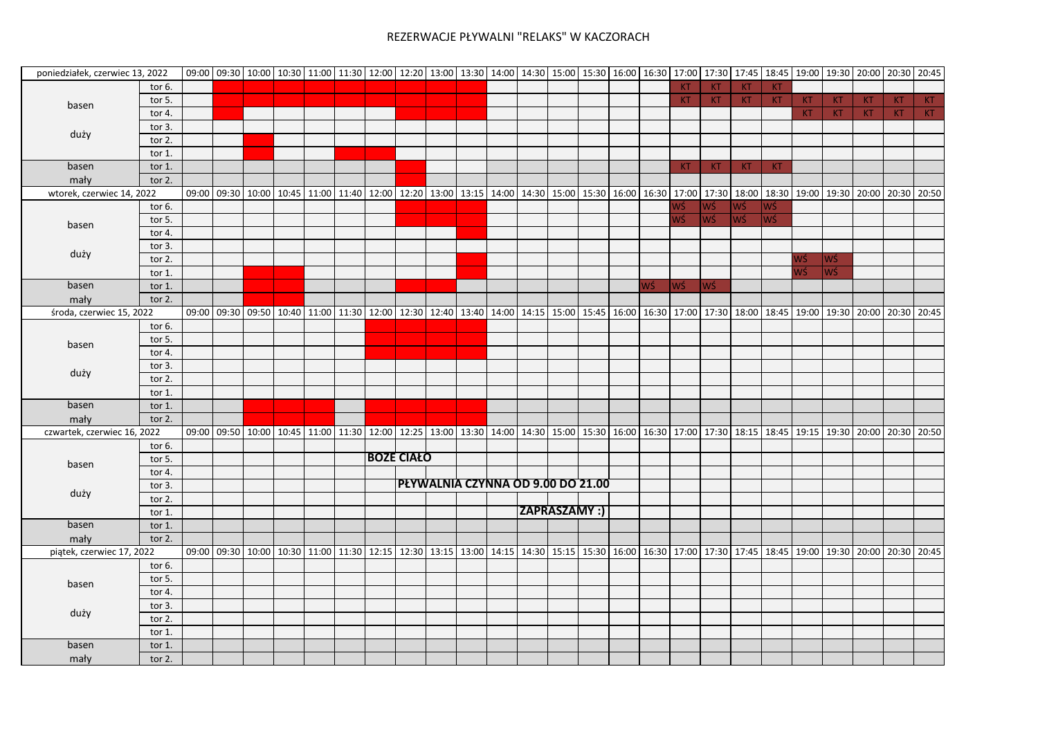# REZERWACJE PŁYWALNI "RELAKS" W KACZORACH

| poniedziałek, czerwiec 13, 2022 | | 09:00 | 09:30 | 10:00 | 10:30 | 11:00 | 11:30 | 12:00 | 12:20 | 13:00 | 13:30 | 14:00 | 14:30 | 15:00 | 15:30 | 16:00 | 16:30 | 17:00 | 17:30 | 17:45 | 18:45 | 19:00 | 19:30 | 20:00 | 20:30 | 20:45 |
|---|---|---|---|---|---|---|---|---|---|---|---|---|---|---|---|---|---|---|---|---|---|---|---|---|---|---|
| | tor 6. | | | | | | | | | | | | | | | | | KT | KT | KT | KT | | | | | |
| basen | tor 5. | | | | | | | | | | | | | | | | | KT | KT | KT | KT | KT | KT | KT | KT | KT |
| | tor 4. | | | | | | | | | | | | | | | | | | | | | KT | KT | KT | KT | KT |
| duży | tor 3. | | | | | | | | | | | | | | | | | | | | | | | | | |
| | tor 2. | | | | | | | | | | | | | | | | | | | | | | | | | |
| | tor 1. | | | | | | | | | | | | | | | | | | | | | | | | | |
| basen | tor 1. | | | | | | | | | | | | | | | | | KT | KT | KT | KT | | | | | |
| mały | tor 2. | | | | | | | | | | | | | | | | | | | | | | | | | |

| wtorek, czerwiec 14, 2022 | | 09:00 | 09:30 | 10:00 | 10:45 | 11:00 | 11:40 | 12:00 | 12:20 | 13:00 | 13:15 | 14:00 | 14:30 | 15:00 | 15:30 | 16:00 | 16:30 | 17:00 | 17:30 | 18:00 | 18:30 | 19:00 | 19:30 | 20:00 | 20:30 | 20:50 |
|---|---|---|---|---|---|---|---|---|---|---|---|---|---|---|---|---|---|---|---|---|---|---|---|---|---|---|
| | tor 6. | | | | | | | | | | | | | | | | | WŚ | WŚ | WŚ | WŚ | | | | | |
| basen | tor 5. | | | | | | | | | | | | | | | | | WŚ | WŚ | WŚ | WŚ | | | | | |
| | tor 4. | | | | | | | | | | | | | | | | | | | | | | | | | |
| duży | tor 3. | | | | | | | | | | | | | | | | | | | | | | | | | |
| | tor 2. | | | | | | | | | | | | | | | | | | | | | WŚ | WŚ | | | |
| | tor 1. | | | | | | | | | | | | | | | | | | | | | WŚ | WŚ | | | |
| basen | tor 1. | | | | | | | | | | | | | | | | WŚ | WŚ | WŚ | | | | | | | |
| mały | tor 2. | | | | | | | | | | | | | | | | | | | | | | | | | |

| środa, czerwiec 15, 2022 | | 09:00 | 09:30 | 09:50 | 10:40 | 11:00 | 11:30 | 12:00 | 12:30 | 12:40 | 13:40 | 14:00 | 14:15 | 15:00 | 15:45 | 16:00 | 16:30 | 17:00 | 17:30 | 18:00 | 18:45 | 19:00 | 19:30 | 20:00 | 20:30 | 20:45 |
|---|---|---|---|---|---|---|---|---|---|---|---|---|---|---|---|---|---|---|---|---|---|---|---|---|---|---|
| | tor 6. | | | | | | | | | | | | | | | | | | | | | | | | | |
| basen | tor 5. | | | | | | | | | | | | | | | | | | | | | | | | | |
| | tor 4. | | | | | | | | | | | | | | | | | | | | | | | | | |
| duży | tor 3. | | | | | | | | | | | | | | | | | | | | | | | | | |
| | tor 2. | | | | | | | | | | | | | | | | | | | | | | | | | |
| | tor 1. | | | | | | | | | | | | | | | | | | | | | | | | | |
| basen | tor 1. | | | | | | | | | | | | | | | | | | | | | | | | | |
| mały | tor 2. | | | | | | | | | | | | | | | | | | | | | | | | | |

| czwartek, czerwiec 16, 2022 | | 09:00 | 09:50 | 10:00 | 10:45 | 11:00 | 11:30 | 12:00 | 12:25 | 13:00 | 13:30 | 14:00 | 14:30 | 15:00 | 15:30 | 16:00 | 16:30 | 17:00 | 17:30 | 18:15 | 18:45 | 19:15 | 19:30 | 20:00 | 20:30 | 20:50 |
|---|---|---|---|---|---|---|---|---|---|---|---|---|---|---|---|---|---|---|---|---|---|---|---|---|---|---|
| | tor 6. | | | | | | | | | | | | | | | | | | | | | | | | | |
| basen | tor 5. | | | | | | | **BOŻE CIAŁO** | | | | | | | | | | | | | | | | | | |
| | tor 4. | | | | | | | | | | | | | | | | | | | | | | | | | |
| duży | tor 3. | | | | | | | | **PŁYWALNIA CZYNNA OD 9.00 DO 21.00** | | | | | | | | | | | | | | | | | |
| | tor 2. | | | | | | | | | | | | | | | | | | | | | | | | | |
| | tor 1. | | | | | | | | | | | | **ZAPRASZAMY :)** | | | | | | | | | | | | | |
| basen | tor 1. | | | | | | | | | | | | | | | | | | | | | | | | | |
| mały | tor 2. | | | | | | | | | | | | | | | | | | | | | | | | | |

| piątek, czerwiec 17, 2022 | | 09:00 | 09:30 | 10:00 | 10:30 | 11:00 | 11:30 | 12:15 | 12:30 | 13:15 | 13:00 | 14:15 | 14:30 | 15:15 | 15:30 | 16:00 | 16:30 | 17:00 | 17:30 | 17:45 | 18:45 | 19:00 | 19:30 | 20:00 | 20:30 | 20:45 |
|---|---|---|---|---|---|---|---|---|---|---|---|---|---|---|---|---|---|---|---|---|---|---|---|---|---|---|
| | tor 6. | | | | | | | | | | | | | | | | | | | | | | | | | |
| basen | tor 5. | | | | | | | | | | | | | | | | | | | | | | | | | |
| | tor 4. | | | | | | | | | | | | | | | | | | | | | | | | | |
| duży | tor 3. | | | | | | | | | | | | | | | | | | | | | | | | | |
| | tor 2. | | | | | | | | | | | | | | | | | | | | | | | | | |
| | tor 1. | | | | | | | | | | | | | | | | | | | | | | | | | |
| basen | tor 1. | | | | | | | | | | | | | | | | | | | | | | | | | |
| mały | tor 2. | | | | | | | | | | | | | | | | | | | | | | | | | |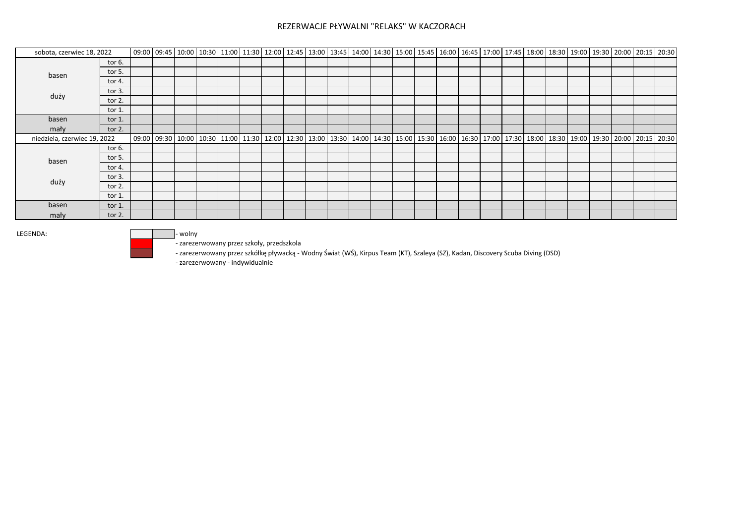# REZERWACJE PŁYWALNI "RELAKS" W KACZORACH

| sobota, czerwiec 18, 2022 | | 09:00 | 09:45 | 10:00 | 10:30 | 11:00 | 11:30 | 12:00 | 12:45 | 13:00 | 13:45 | 14:00 | 14:30 | 15:00 | 15:45 | 16:00 | 16:45 | 17:00 | 17:45 | 18:00 | 18:30 | 19:00 | 19:30 | 20:00 | 20:15 | 20:30 |
|---|---|---|---|---|---|---|---|---|---|---|---|---|---|---|---|---|---|---|---|---|---|---|---|---|---|---|
| basen duży | tor 6. | | | | | | | | | | | | | | | | | | | | | | | | | |
| | tor 5. | | | | | | | | | | | | | | | | | | | | | | | | | |
| | tor 4. | | | | | | | | | | | | | | | | | | | | | | | | | |
| | tor 3. | | | | | | | | | | | | | | | | | | | | | | | | | |
| | tor 2. | | | | | | | | | | | | | | | | | | | | | | | | | |
| | tor 1. | | | | | | | | | | | | | | | | | | | | | | | | | |
| basen mały | tor 1. | | | | | | | | | | | | | | | | | | | | | | | | | |
| | tor 2. | | | | | | | | | | | | | | | | | | | | | | | | | |
| **niedziela, czerwiec 19, 2022** | | **09:00** | **09:30** | **10:00** | **10:30** | **11:00** | **11:30** | **12:00** | **12:30** | **13:00** | **13:30** | **14:00** | **14:30** | **15:00** | **15:30** | **16:00** | **16:30** | **17:00** | **17:30** | **18:00** | **18:30** | **19:00** | **19:30** | **20:00** | **20:15** | **20:30** |
| basen duży | tor 6. | | | | | | | | | | | | | | | | | | | | | | | | | |
| | tor 5. | | | | | | | | | | | | | | | | | | | | | | | | | |
| | tor 4. | | | | | | | | | | | | | | | | | | | | | | | | | |
| | tor 3. | | | | | | | | | | | | | | | | | | | | | | | | | |
| | tor 2. | | | | | | | | | | | | | | | | | | | | | | | | | |
| | tor 1. | | | | | | | | | | | | | | | | | | | | | | | | | |
| basen mały | tor 1. | | | | | | | | | | | | | | | | | | | | | | | | | |
| | tor 2. | | | | | | | | | | | | | | | | | | | | | | | | | |

LEGENDA:

- wolny
- zarezerwowany przez szkoły, przedszkola
- zarezerwowany przez szkółkę pływacką - Wodny Świat (WŚ), Kirpus Team (KT), Szaleya (SZ), Kadan, Discovery Scuba Diving (DSD)
- zarezerwowany - indywidualnie